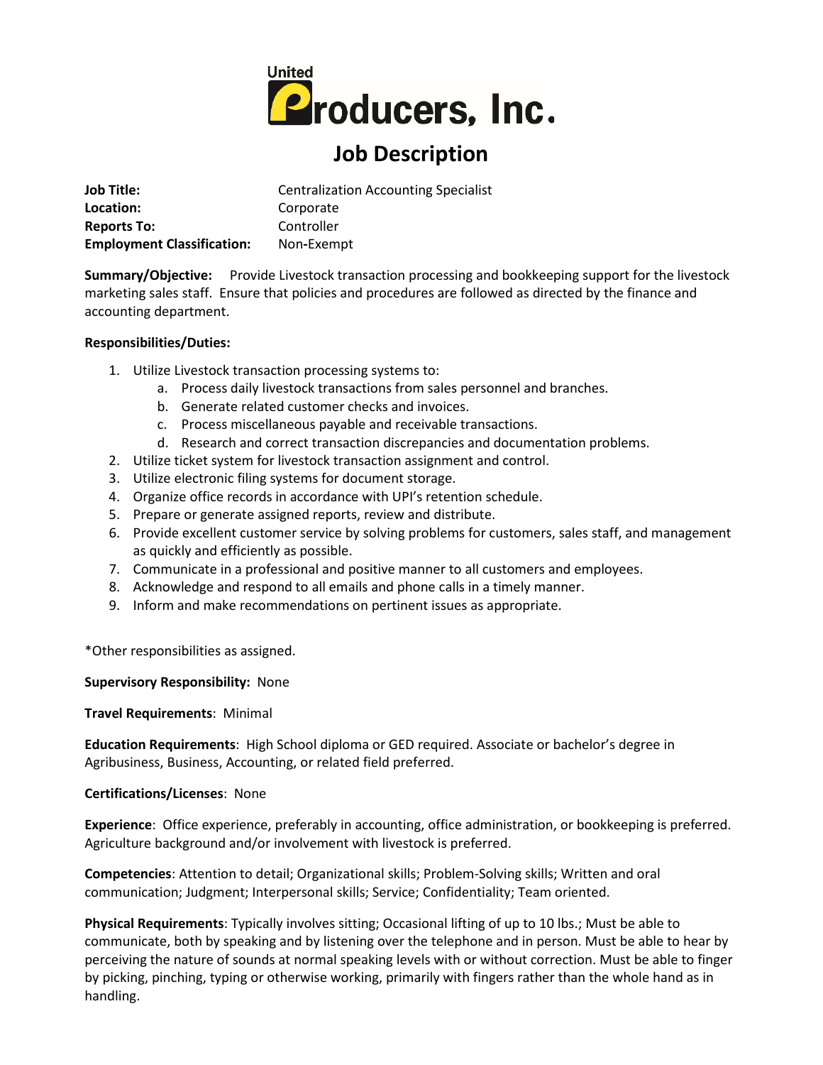United Producers, Inc.

# Job Description

**Job Title:** Centralization Accounting Specialist
**Location:** Corporate
**Reports To:** Controller
**Employment Classification:** Non-Exempt

**Summary/Objective:** Provide Livestock transaction processing and bookkeeping support for the livestock marketing sales staff. Ensure that policies and procedures are followed as directed by the finance and accounting department.

**Responsibilities/Duties:**

1. Utilize Livestock transaction processing systems to:
   a. Process daily livestock transactions from sales personnel and branches.
   b. Generate related customer checks and invoices.
   c. Process miscellaneous payable and receivable transactions.
   d. Research and correct transaction discrepancies and documentation problems.
2. Utilize ticket system for livestock transaction assignment and control.
3. Utilize electronic filing systems for document storage.
4. Organize office records in accordance with UPI's retention schedule.
5. Prepare or generate assigned reports, review and distribute.
6. Provide excellent customer service by solving problems for customers, sales staff, and management as quickly and efficiently as possible.
7. Communicate in a professional and positive manner to all customers and employees.
8. Acknowledge and respond to all emails and phone calls in a timely manner.
9. Inform and make recommendations on pertinent issues as appropriate.

*Other responsibilities as assigned.

**Supervisory Responsibility:** None

**Travel Requirements**: Minimal

**Education Requirements**: High School diploma or GED required. Associate or bachelor's degree in Agribusiness, Business, Accounting, or related field preferred.

**Certifications/Licenses**: None

**Experience**: Office experience, preferably in accounting, office administration, or bookkeeping is preferred. Agriculture background and/or involvement with livestock is preferred.

**Competencies**: Attention to detail; Organizational skills; Problem-Solving skills; Written and oral communication; Judgment; Interpersonal skills; Service; Confidentiality; Team oriented.

**Physical Requirements**: Typically involves sitting; Occasional lifting of up to 10 lbs.; Must be able to communicate, both by speaking and by listening over the telephone and in person. Must be able to hear by perceiving the nature of sounds at normal speaking levels with or without correction. Must be able to finger by picking, pinching, typing or otherwise working, primarily with fingers rather than the whole hand as in handling.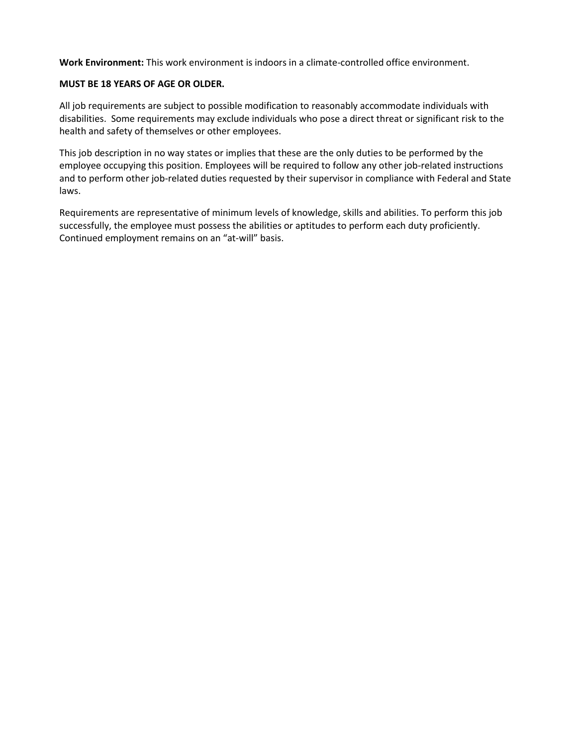**Work Environment:** This work environment is indoors in a climate-controlled office environment.

**MUST BE 18 YEARS OF AGE OR OLDER.**

All job requirements are subject to possible modification to reasonably accommodate individuals with disabilities. Some requirements may exclude individuals who pose a direct threat or significant risk to the health and safety of themselves or other employees.

This job description in no way states or implies that these are the only duties to be performed by the employee occupying this position. Employees will be required to follow any other job-related instructions and to perform other job-related duties requested by their supervisor in compliance with Federal and State laws.

Requirements are representative of minimum levels of knowledge, skills and abilities. To perform this job successfully, the employee must possess the abilities or aptitudes to perform each duty proficiently. Continued employment remains on an "at-will" basis.